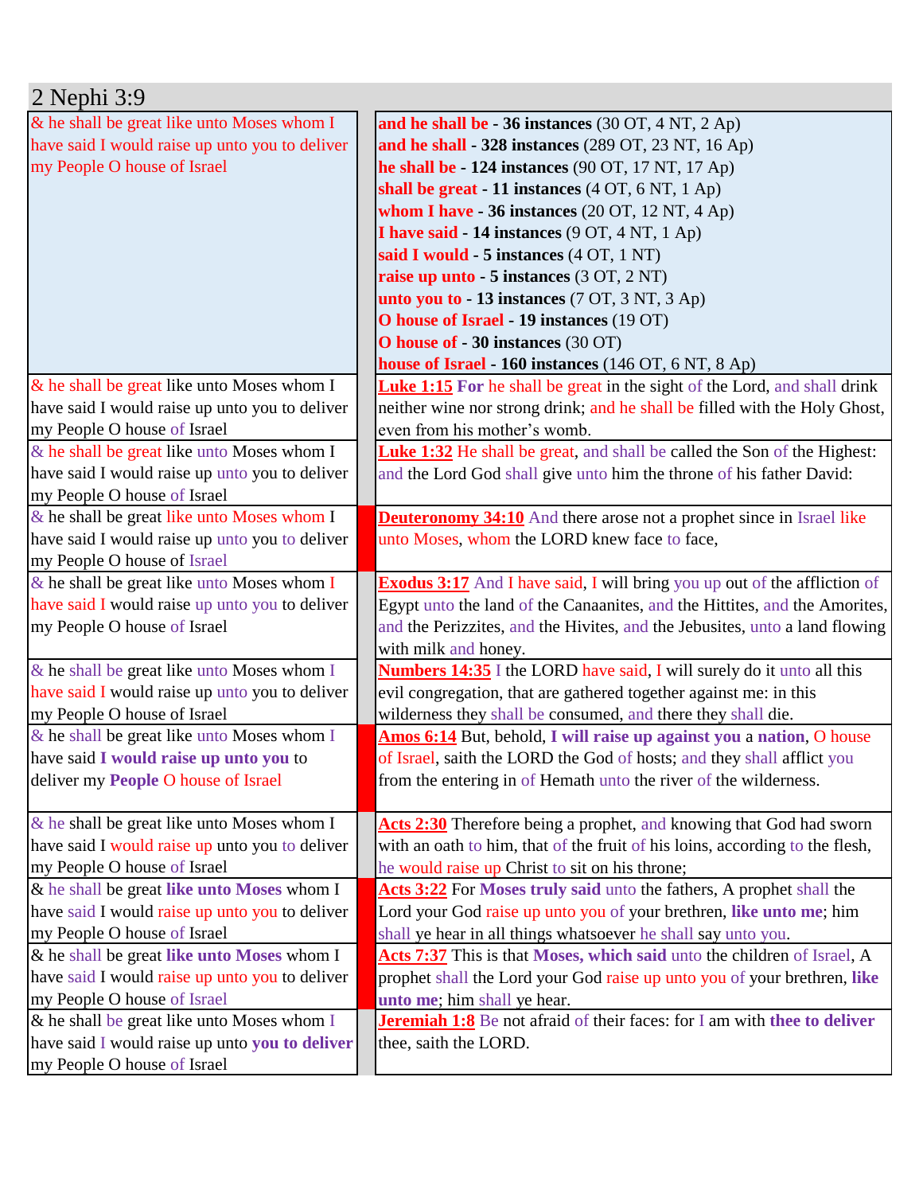# 2 Nephi 3:9

| | | |
|---|---|---|
| & he shall be great like unto Moses whom I have said I would raise up unto you to deliver my People O house of Israel | | **and he shall be - 36 instances** (30 OT, 4 NT, 2 Ap)<br>**and he shall - 328 instances** (289 OT, 23 NT, 16 Ap)<br>**he shall be - 124 instances** (90 OT, 17 NT, 17 Ap)<br>**shall be great - 11 instances** (4 OT, 6 NT, 1 Ap)<br>**whom I have - 36 instances** (20 OT, 12 NT, 4 Ap)<br>**I have said - 14 instances** (9 OT, 4 NT, 1 Ap)<br>**said I would - 5 instances** (4 OT, 1 NT)<br>**raise up unto - 5 instances** (3 OT, 2 NT)<br>**unto you to - 13 instances** (7 OT, 3 NT, 3 Ap)<br>**O house of Israel - 19 instances** (19 OT)<br>**O house of - 30 instances** (30 OT)<br>**house of Israel - 160 instances** (146 OT, 6 NT, 8 Ap) |
| & he shall be great like unto Moses whom I have said I would raise up unto you to deliver my People O house of Israel | | **Luke 1:15** **For** he shall be great in the sight of the Lord, and shall drink neither wine nor strong drink; and he shall be filled with the Holy Ghost, even from his mother's womb. |
| & he shall be great like unto Moses whom I have said I would raise up unto you to deliver my People O house of Israel | | **Luke 1:32** He shall be great, and shall be called the Son of the Highest: and the Lord God shall give unto him the throne of his father David: |
| & he shall be great like unto Moses whom I have said I would raise up unto you to deliver my People O house of Israel | | **Deuteronomy 34:10** And there arose not a prophet since in Israel like unto Moses, whom the LORD knew face to face, |
| & he shall be great like unto Moses whom I have said I would raise up unto you to deliver my People O house of Israel | | **Exodus 3:17** And I have said, I will bring you up out of the affliction of Egypt unto the land of the Canaanites, and the Hittites, and the Amorites, and the Perizzites, and the Hivites, and the Jebusites, unto a land flowing with milk and honey. |
| & he shall be great like unto Moses whom I have said I would raise up unto you to deliver my People O house of Israel | | **Numbers 14:35** I the LORD have said, I will surely do it unto all this evil congregation, that are gathered together against me: in this wilderness they shall be consumed, and there they shall die. |
| & he shall be great like unto Moses whom I have said **I would raise up unto you** to deliver my **People** O house of Israel | | **Amos 6:14** But, behold, **I will raise up against you** a **nation**, O house of Israel, saith the LORD the God of hosts; and they shall afflict you from the entering in of Hemath unto the river of the wilderness. |
| & he shall be great like unto Moses whom I have said I would raise up unto you to deliver my People O house of Israel | | **Acts 2:30** Therefore being a prophet, and knowing that God had sworn with an oath to him, that of the fruit of his loins, according to the flesh, he would raise up Christ to sit on his throne; |
| & he shall be great **like unto Moses** whom I have said I would raise up unto you to deliver my People O house of Israel | | **Acts 3:22** For **Moses truly said** unto the fathers, A prophet shall the Lord your God raise up unto you of your brethren, **like unto me**; him shall ye hear in all things whatsoever he shall say unto you. |
| & he shall be great **like unto Moses** whom I have said I would raise up unto you to deliver my People O house of Israel | | **Acts 7:37** This is that **Moses, which said** unto the children of Israel, A prophet shall the Lord your God raise up unto you of your brethren, **like unto me**; him shall ye hear. |
| & he shall be great like unto Moses whom I have said I would raise up unto **you to deliver** my People O house of Israel | | **Jeremiah 1:8** Be not afraid of their faces: for I am with **thee to deliver** thee, saith the LORD. |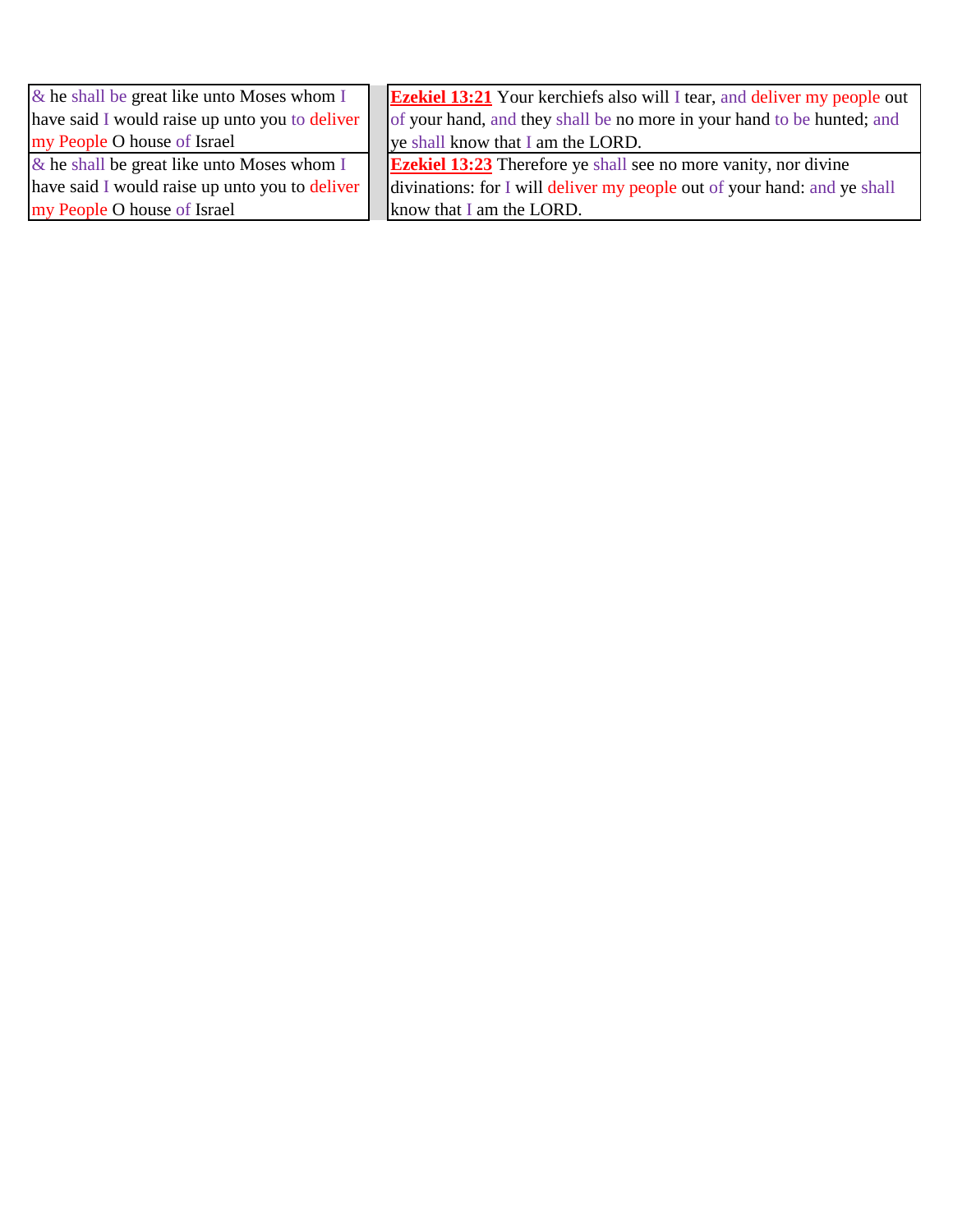| | | |
|---|---|---|
| & he shall be great like unto Moses whom I have said I would raise up unto you to deliver my People O house of Israel | | **Ezekiel 13:21** Your kerchiefs also will I tear, and deliver my people out of your hand, and they shall be no more in your hand to be hunted; and ye shall know that I am the LORD. |
| & he shall be great like unto Moses whom I have said I would raise up unto you to deliver my People O house of Israel | | **Ezekiel 13:23** Therefore ye shall see no more vanity, nor divine divinations: for I will deliver my people out of your hand: and ye shall know that I am the LORD. |